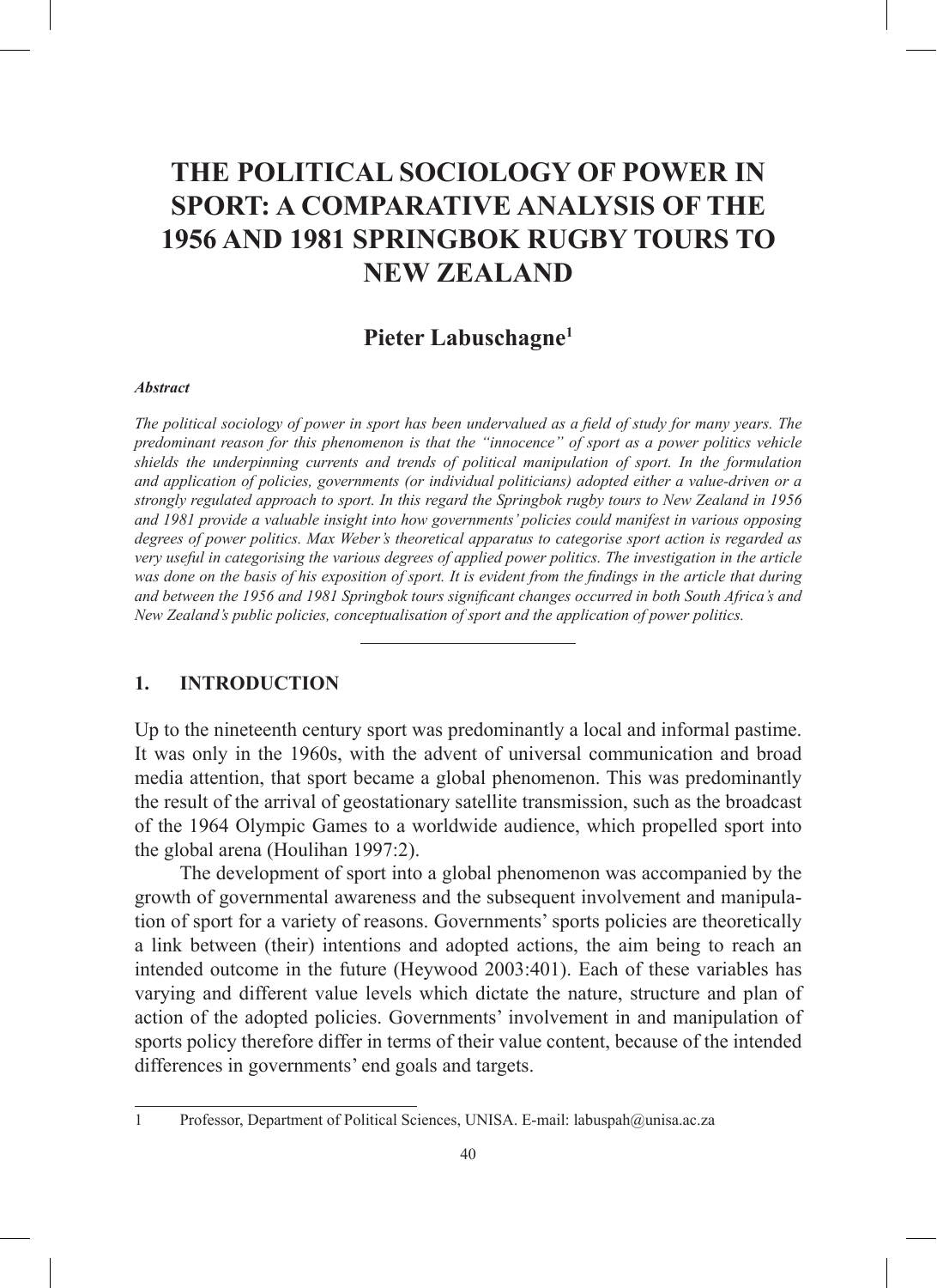# THE POLITICAL SOCIOLOGY OF POWER IN SPORT: A COMPARATIVE ANALYSIS OF THE 1956 AND 1981 SPRINGBOK RUGBY TOURS TO NEW ZEALAND

## Pieter Labuschagne[1]

***Abstract***

*The political sociology of power in sport has been undervalued as a field of study for many years. The predominant reason for this phenomenon is that the "innocence" of sport as a power politics vehicle shields the underpinning currents and trends of political manipulation of sport. In the formulation and application of policies, governments (or individual politicians) adopted either a value-driven or a strongly regulated approach to sport. In this regard the Springbok rugby tours to New Zealand in 1956 and 1981 provide a valuable insight into how governments' policies could manifest in various opposing degrees of power politics. Max Weber's theoretical apparatus to categorise sport action is regarded as very useful in categorising the various degrees of applied power politics. The investigation in the article was done on the basis of his exposition of sport. It is evident from the findings in the article that during and between the 1956 and 1981 Springbok tours significant changes occurred in both South Africa's and New Zealand's public policies, conceptualisation of sport and the application of power politics.*

---

## 1. INTRODUCTION

Up to the nineteenth century sport was predominantly a local and informal pastime. It was only in the 1960s, with the advent of universal communication and broad media attention, that sport became a global phenomenon. This was predominantly the result of the arrival of geostationary satellite transmission, such as the broadcast of the 1964 Olympic Games to a worldwide audience, which propelled sport into the global arena (Houlihan 1997:2).

The development of sport into a global phenomenon was accompanied by the growth of governmental awareness and the subsequent involvement and manipulation of sport for a variety of reasons. Governments' sports policies are theoretically a link between (their) intentions and adopted actions, the aim being to reach an intended outcome in the future (Heywood 2003:401). Each of these variables has varying and different value levels which dictate the nature, structure and plan of action of the adopted policies. Governments' involvement in and manipulation of sports policy therefore differ in terms of their value content, because of the intended differences in governments' end goals and targets.

---

1 Professor, Department of Political Sciences, UNISA. E-mail: labuspah@unisa.ac.za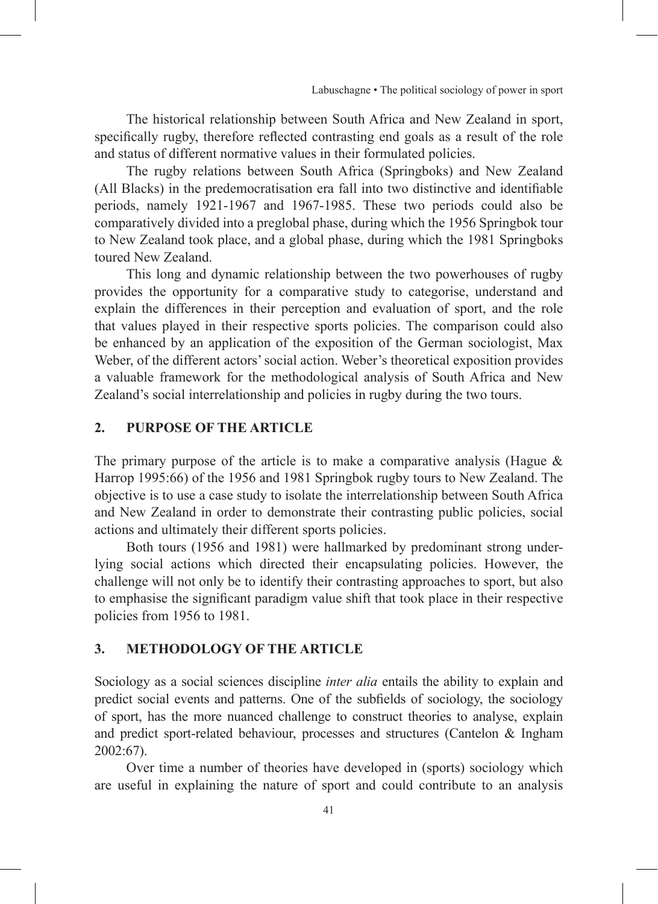The historical relationship between South Africa and New Zealand in sport, specifically rugby, therefore reflected contrasting end goals as a result of the role and status of different normative values in their formulated policies.

The rugby relations between South Africa (Springboks) and New Zealand (All Blacks) in the predemocratisation era fall into two distinctive and identifiable periods, namely 1921-1967 and 1967-1985. These two periods could also be comparatively divided into a preglobal phase, during which the 1956 Springbok tour to New Zealand took place, and a global phase, during which the 1981 Springboks toured New Zealand.

This long and dynamic relationship between the two powerhouses of rugby provides the opportunity for a comparative study to categorise, understand and explain the differences in their perception and evaluation of sport, and the role that values played in their respective sports policies. The comparison could also be enhanced by an application of the exposition of the German sociologist, Max Weber, of the different actors' social action. Weber's theoretical exposition provides a valuable framework for the methodological analysis of South Africa and New Zealand's social interrelationship and policies in rugby during the two tours.

## 2. PURPOSE OF THE ARTICLE

The primary purpose of the article is to make a comparative analysis (Hague & Harrop 1995:66) of the 1956 and 1981 Springbok rugby tours to New Zealand. The objective is to use a case study to isolate the interrelationship between South Africa and New Zealand in order to demonstrate their contrasting public policies, social actions and ultimately their different sports policies.

Both tours (1956 and 1981) were hallmarked by predominant strong underlying social actions which directed their encapsulating policies. However, the challenge will not only be to identify their contrasting approaches to sport, but also to emphasise the significant paradigm value shift that took place in their respective policies from 1956 to 1981.

## 3. METHODOLOGY OF THE ARTICLE

Sociology as a social sciences discipline *inter alia* entails the ability to explain and predict social events and patterns. One of the subfields of sociology, the sociology of sport, has the more nuanced challenge to construct theories to analyse, explain and predict sport-related behaviour, processes and structures (Cantelon & Ingham 2002:67).

Over time a number of theories have developed in (sports) sociology which are useful in explaining the nature of sport and could contribute to an analysis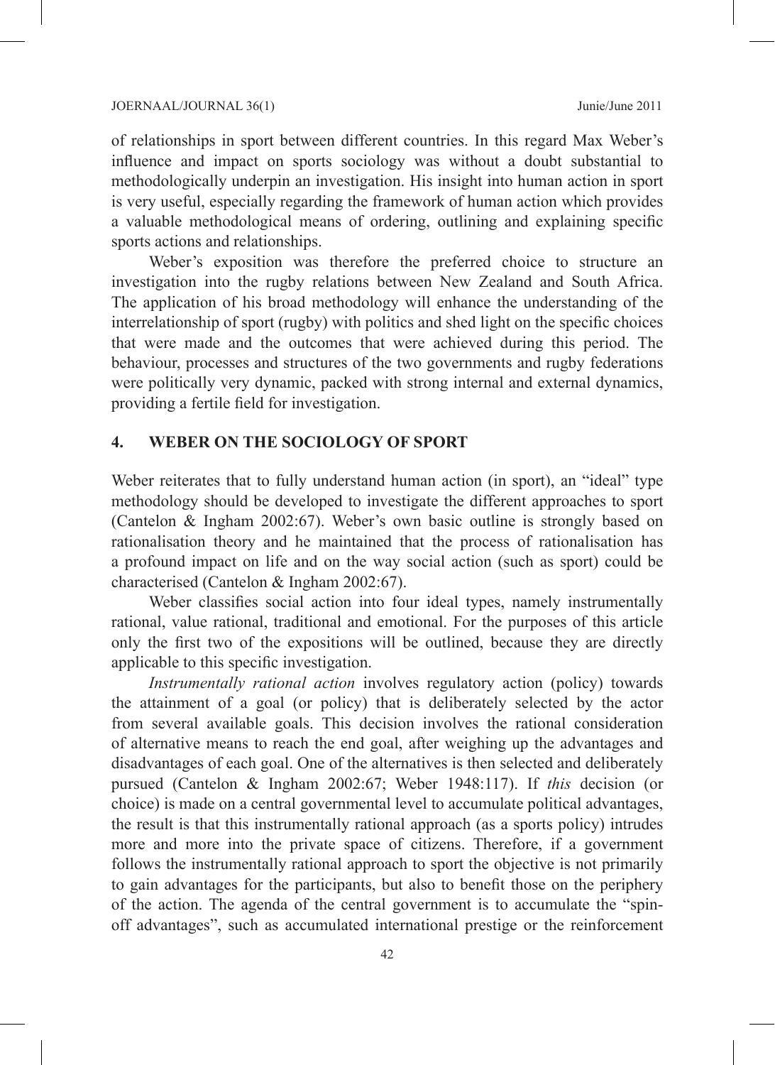of relationships in sport between different countries. In this regard Max Weber's influence and impact on sports sociology was without a doubt substantial to methodologically underpin an investigation. His insight into human action in sport is very useful, especially regarding the framework of human action which provides a valuable methodological means of ordering, outlining and explaining specific sports actions and relationships.

Weber's exposition was therefore the preferred choice to structure an investigation into the rugby relations between New Zealand and South Africa. The application of his broad methodology will enhance the understanding of the interrelationship of sport (rugby) with politics and shed light on the specific choices that were made and the outcomes that were achieved during this period. The behaviour, processes and structures of the two governments and rugby federations were politically very dynamic, packed with strong internal and external dynamics, providing a fertile field for investigation.

## 4. WEBER ON THE SOCIOLOGY OF SPORT

Weber reiterates that to fully understand human action (in sport), an "ideal" type methodology should be developed to investigate the different approaches to sport (Cantelon & Ingham 2002:67). Weber's own basic outline is strongly based on rationalisation theory and he maintained that the process of rationalisation has a profound impact on life and on the way social action (such as sport) could be characterised (Cantelon & Ingham 2002:67).

Weber classifies social action into four ideal types, namely instrumentally rational, value rational, traditional and emotional. For the purposes of this article only the first two of the expositions will be outlined, because they are directly applicable to this specific investigation.

*Instrumentally rational action* involves regulatory action (policy) towards the attainment of a goal (or policy) that is deliberately selected by the actor from several available goals. This decision involves the rational consideration of alternative means to reach the end goal, after weighing up the advantages and disadvantages of each goal. One of the alternatives is then selected and deliberately pursued (Cantelon & Ingham 2002:67; Weber 1948:117). If *this* decision (or choice) is made on a central governmental level to accumulate political advantages, the result is that this instrumentally rational approach (as a sports policy) intrudes more and more into the private space of citizens. Therefore, if a government follows the instrumentally rational approach to sport the objective is not primarily to gain advantages for the participants, but also to benefit those on the periphery of the action. The agenda of the central government is to accumulate the "spin-off advantages", such as accumulated international prestige or the reinforcement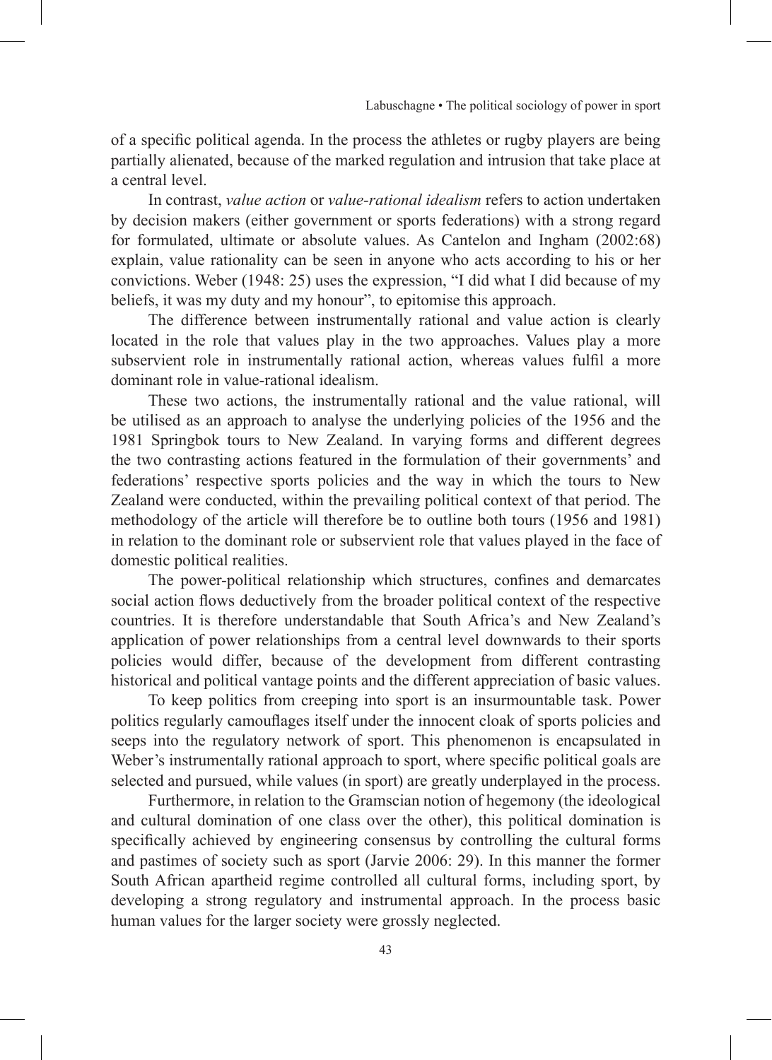of a specific political agenda. In the process the athletes or rugby players are being partially alienated, because of the marked regulation and intrusion that take place at a central level.

In contrast, *value action* or *value-rational idealism* refers to action undertaken by decision makers (either government or sports federations) with a strong regard for formulated, ultimate or absolute values. As Cantelon and Ingham (2002:68) explain, value rationality can be seen in anyone who acts according to his or her convictions. Weber (1948: 25) uses the expression, "I did what I did because of my beliefs, it was my duty and my honour", to epitomise this approach.

The difference between instrumentally rational and value action is clearly located in the role that values play in the two approaches. Values play a more subservient role in instrumentally rational action, whereas values fulfil a more dominant role in value-rational idealism.

These two actions, the instrumentally rational and the value rational, will be utilised as an approach to analyse the underlying policies of the 1956 and the 1981 Springbok tours to New Zealand. In varying forms and different degrees the two contrasting actions featured in the formulation of their governments' and federations' respective sports policies and the way in which the tours to New Zealand were conducted, within the prevailing political context of that period. The methodology of the article will therefore be to outline both tours (1956 and 1981) in relation to the dominant role or subservient role that values played in the face of domestic political realities.

The power-political relationship which structures, confines and demarcates social action flows deductively from the broader political context of the respective countries. It is therefore understandable that South Africa's and New Zealand's application of power relationships from a central level downwards to their sports policies would differ, because of the development from different contrasting historical and political vantage points and the different appreciation of basic values.

To keep politics from creeping into sport is an insurmountable task. Power politics regularly camouflages itself under the innocent cloak of sports policies and seeps into the regulatory network of sport. This phenomenon is encapsulated in Weber's instrumentally rational approach to sport, where specific political goals are selected and pursued, while values (in sport) are greatly underplayed in the process.

Furthermore, in relation to the Gramscian notion of hegemony (the ideological and cultural domination of one class over the other), this political domination is specifically achieved by engineering consensus by controlling the cultural forms and pastimes of society such as sport (Jarvie 2006: 29). In this manner the former South African apartheid regime controlled all cultural forms, including sport, by developing a strong regulatory and instrumental approach. In the process basic human values for the larger society were grossly neglected.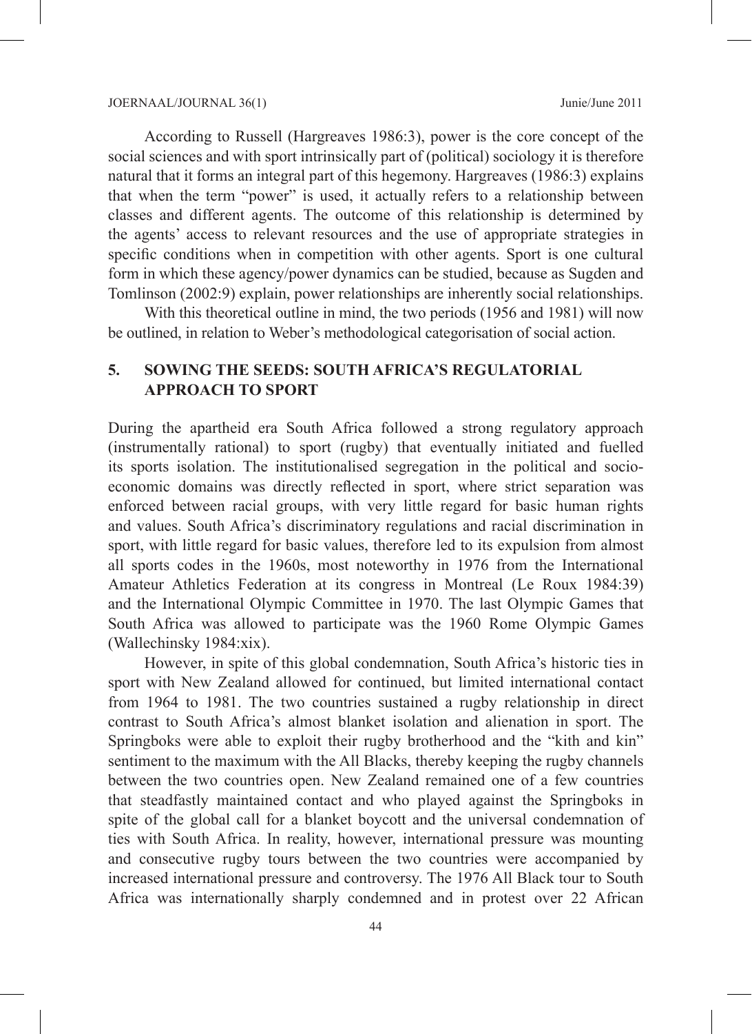According to Russell (Hargreaves 1986:3), power is the core concept of the social sciences and with sport intrinsically part of (political) sociology it is therefore natural that it forms an integral part of this hegemony. Hargreaves (1986:3) explains that when the term "power" is used, it actually refers to a relationship between classes and different agents. The outcome of this relationship is determined by the agents' access to relevant resources and the use of appropriate strategies in specific conditions when in competition with other agents. Sport is one cultural form in which these agency/power dynamics can be studied, because as Sugden and Tomlinson (2002:9) explain, power relationships are inherently social relationships.

With this theoretical outline in mind, the two periods (1956 and 1981) will now be outlined, in relation to Weber's methodological categorisation of social action.

## 5. SOWING THE SEEDS: SOUTH AFRICA'S REGULATORIAL APPROACH TO SPORT

During the apartheid era South Africa followed a strong regulatory approach (instrumentally rational) to sport (rugby) that eventually initiated and fuelled its sports isolation. The institutionalised segregation in the political and socio-economic domains was directly reflected in sport, where strict separation was enforced between racial groups, with very little regard for basic human rights and values. South Africa's discriminatory regulations and racial discrimination in sport, with little regard for basic values, therefore led to its expulsion from almost all sports codes in the 1960s, most noteworthy in 1976 from the International Amateur Athletics Federation at its congress in Montreal (Le Roux 1984:39) and the International Olympic Committee in 1970. The last Olympic Games that South Africa was allowed to participate was the 1960 Rome Olympic Games (Wallechinsky 1984:xix).

However, in spite of this global condemnation, South Africa's historic ties in sport with New Zealand allowed for continued, but limited international contact from 1964 to 1981. The two countries sustained a rugby relationship in direct contrast to South Africa's almost blanket isolation and alienation in sport. The Springboks were able to exploit their rugby brotherhood and the "kith and kin" sentiment to the maximum with the All Blacks, thereby keeping the rugby channels between the two countries open. New Zealand remained one of a few countries that steadfastly maintained contact and who played against the Springboks in spite of the global call for a blanket boycott and the universal condemnation of ties with South Africa. In reality, however, international pressure was mounting and consecutive rugby tours between the two countries were accompanied by increased international pressure and controversy. The 1976 All Black tour to South Africa was internationally sharply condemned and in protest over 22 African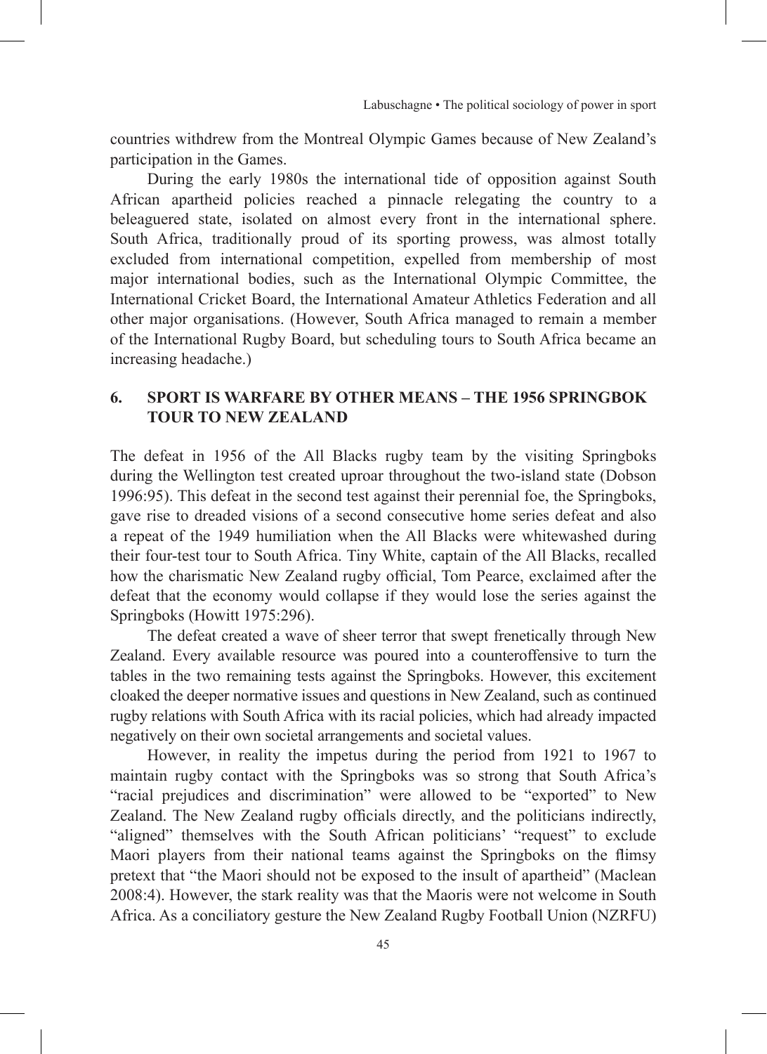countries withdrew from the Montreal Olympic Games because of New Zealand's participation in the Games.

During the early 1980s the international tide of opposition against South African apartheid policies reached a pinnacle relegating the country to a beleaguered state, isolated on almost every front in the international sphere. South Africa, traditionally proud of its sporting prowess, was almost totally excluded from international competition, expelled from membership of most major international bodies, such as the International Olympic Committee, the International Cricket Board, the International Amateur Athletics Federation and all other major organisations. (However, South Africa managed to remain a member of the International Rugby Board, but scheduling tours to South Africa became an increasing headache.)

## 6. SPORT IS WARFARE BY OTHER MEANS – THE 1956 SPRINGBOK TOUR TO NEW ZEALAND

The defeat in 1956 of the All Blacks rugby team by the visiting Springboks during the Wellington test created uproar throughout the two-island state (Dobson 1996:95). This defeat in the second test against their perennial foe, the Springboks, gave rise to dreaded visions of a second consecutive home series defeat and also a repeat of the 1949 humiliation when the All Blacks were whitewashed during their four-test tour to South Africa. Tiny White, captain of the All Blacks, recalled how the charismatic New Zealand rugby official, Tom Pearce, exclaimed after the defeat that the economy would collapse if they would lose the series against the Springboks (Howitt 1975:296).

The defeat created a wave of sheer terror that swept frenetically through New Zealand. Every available resource was poured into a counteroffensive to turn the tables in the two remaining tests against the Springboks. However, this excitement cloaked the deeper normative issues and questions in New Zealand, such as continued rugby relations with South Africa with its racial policies, which had already impacted negatively on their own societal arrangements and societal values.

However, in reality the impetus during the period from 1921 to 1967 to maintain rugby contact with the Springboks was so strong that South Africa's "racial prejudices and discrimination" were allowed to be "exported" to New Zealand. The New Zealand rugby officials directly, and the politicians indirectly, "aligned" themselves with the South African politicians' "request" to exclude Maori players from their national teams against the Springboks on the flimsy pretext that "the Maori should not be exposed to the insult of apartheid" (Maclean 2008:4). However, the stark reality was that the Maoris were not welcome in South Africa. As a conciliatory gesture the New Zealand Rugby Football Union (NZRFU)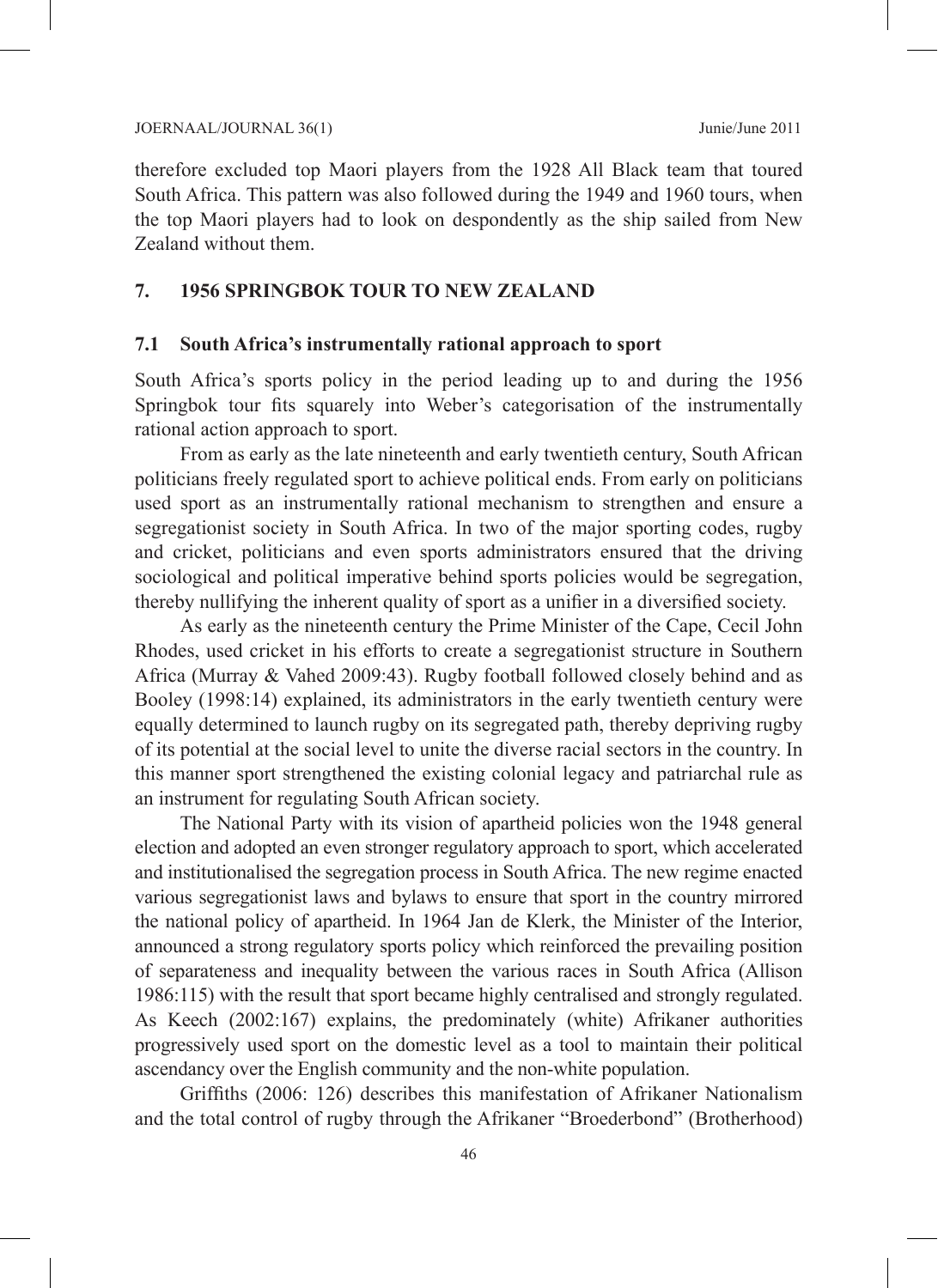therefore excluded top Maori players from the 1928 All Black team that toured South Africa. This pattern was also followed during the 1949 and 1960 tours, when the top Maori players had to look on despondently as the ship sailed from New Zealand without them.

## 7. 1956 SPRINGBOK TOUR TO NEW ZEALAND

### 7.1 South Africa's instrumentally rational approach to sport

South Africa's sports policy in the period leading up to and during the 1956 Springbok tour fits squarely into Weber's categorisation of the instrumentally rational action approach to sport.

From as early as the late nineteenth and early twentieth century, South African politicians freely regulated sport to achieve political ends. From early on politicians used sport as an instrumentally rational mechanism to strengthen and ensure a segregationist society in South Africa. In two of the major sporting codes, rugby and cricket, politicians and even sports administrators ensured that the driving sociological and political imperative behind sports policies would be segregation, thereby nullifying the inherent quality of sport as a unifier in a diversified society.

As early as the nineteenth century the Prime Minister of the Cape, Cecil John Rhodes, used cricket in his efforts to create a segregationist structure in Southern Africa (Murray & Vahed 2009:43). Rugby football followed closely behind and as Booley (1998:14) explained, its administrators in the early twentieth century were equally determined to launch rugby on its segregated path, thereby depriving rugby of its potential at the social level to unite the diverse racial sectors in the country. In this manner sport strengthened the existing colonial legacy and patriarchal rule as an instrument for regulating South African society.

The National Party with its vision of apartheid policies won the 1948 general election and adopted an even stronger regulatory approach to sport, which accelerated and institutionalised the segregation process in South Africa. The new regime enacted various segregationist laws and bylaws to ensure that sport in the country mirrored the national policy of apartheid. In 1964 Jan de Klerk, the Minister of the Interior, announced a strong regulatory sports policy which reinforced the prevailing position of separateness and inequality between the various races in South Africa (Allison 1986:115) with the result that sport became highly centralised and strongly regulated. As Keech (2002:167) explains, the predominately (white) Afrikaner authorities progressively used sport on the domestic level as a tool to maintain their political ascendancy over the English community and the non-white population.

Griffiths (2006: 126) describes this manifestation of Afrikaner Nationalism and the total control of rugby through the Afrikaner "Broederbond" (Brotherhood)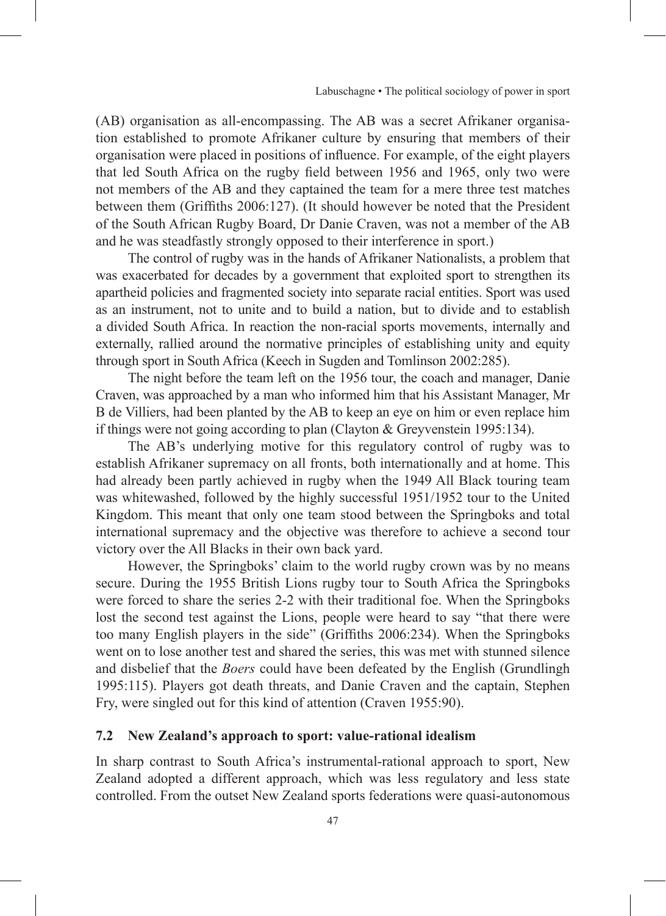(AB) organisation as all-encompassing. The AB was a secret Afrikaner organisation established to promote Afrikaner culture by ensuring that members of their organisation were placed in positions of influence. For example, of the eight players that led South Africa on the rugby field between 1956 and 1965, only two were not members of the AB and they captained the team for a mere three test matches between them (Griffiths 2006:127). (It should however be noted that the President of the South African Rugby Board, Dr Danie Craven, was not a member of the AB and he was steadfastly strongly opposed to their interference in sport.)

The control of rugby was in the hands of Afrikaner Nationalists, a problem that was exacerbated for decades by a government that exploited sport to strengthen its apartheid policies and fragmented society into separate racial entities. Sport was used as an instrument, not to unite and to build a nation, but to divide and to establish a divided South Africa. In reaction the non-racial sports movements, internally and externally, rallied around the normative principles of establishing unity and equity through sport in South Africa (Keech in Sugden and Tomlinson 2002:285).

The night before the team left on the 1956 tour, the coach and manager, Danie Craven, was approached by a man who informed him that his Assistant Manager, Mr B de Villiers, had been planted by the AB to keep an eye on him or even replace him if things were not going according to plan (Clayton & Greyvenstein 1995:134).

The AB's underlying motive for this regulatory control of rugby was to establish Afrikaner supremacy on all fronts, both internationally and at home. This had already been partly achieved in rugby when the 1949 All Black touring team was whitewashed, followed by the highly successful 1951/1952 tour to the United Kingdom. This meant that only one team stood between the Springboks and total international supremacy and the objective was therefore to achieve a second tour victory over the All Blacks in their own back yard.

However, the Springboks' claim to the world rugby crown was by no means secure. During the 1955 British Lions rugby tour to South Africa the Springboks were forced to share the series 2-2 with their traditional foe. When the Springboks lost the second test against the Lions, people were heard to say "that there were too many English players in the side" (Griffiths 2006:234). When the Springboks went on to lose another test and shared the series, this was met with stunned silence and disbelief that the *Boers* could have been defeated by the English (Grundlingh 1995:115). Players got death threats, and Danie Craven and the captain, Stephen Fry, were singled out for this kind of attention (Craven 1955:90).

### 7.2 New Zealand's approach to sport: value-rational idealism

In sharp contrast to South Africa's instrumental-rational approach to sport, New Zealand adopted a different approach, which was less regulatory and less state controlled. From the outset New Zealand sports federations were quasi-autonomous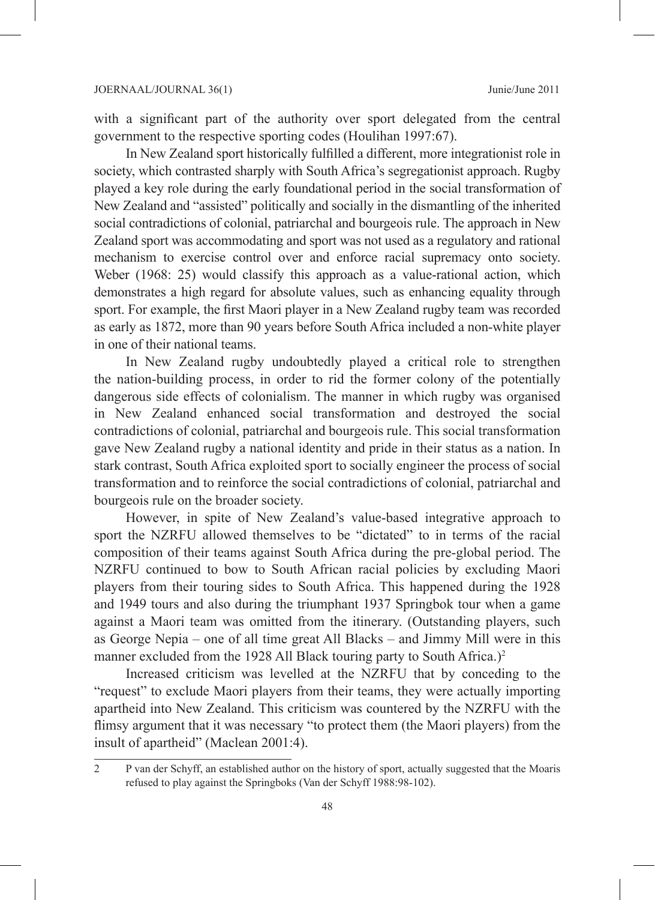with a significant part of the authority over sport delegated from the central government to the respective sporting codes (Houlihan 1997:67).

In New Zealand sport historically fulfilled a different, more integrationist role in society, which contrasted sharply with South Africa's segregationist approach. Rugby played a key role during the early foundational period in the social transformation of New Zealand and "assisted" politically and socially in the dismantling of the inherited social contradictions of colonial, patriarchal and bourgeois rule. The approach in New Zealand sport was accommodating and sport was not used as a regulatory and rational mechanism to exercise control over and enforce racial supremacy onto society. Weber (1968: 25) would classify this approach as a value-rational action, which demonstrates a high regard for absolute values, such as enhancing equality through sport. For example, the first Maori player in a New Zealand rugby team was recorded as early as 1872, more than 90 years before South Africa included a non-white player in one of their national teams.

In New Zealand rugby undoubtedly played a critical role to strengthen the nation-building process, in order to rid the former colony of the potentially dangerous side effects of colonialism. The manner in which rugby was organised in New Zealand enhanced social transformation and destroyed the social contradictions of colonial, patriarchal and bourgeois rule. This social transformation gave New Zealand rugby a national identity and pride in their status as a nation. In stark contrast, South Africa exploited sport to socially engineer the process of social transformation and to reinforce the social contradictions of colonial, patriarchal and bourgeois rule on the broader society.

However, in spite of New Zealand's value-based integrative approach to sport the NZRFU allowed themselves to be "dictated" to in terms of the racial composition of their teams against South Africa during the pre-global period. The NZRFU continued to bow to South African racial policies by excluding Maori players from their touring sides to South Africa. This happened during the 1928 and 1949 tours and also during the triumphant 1937 Springbok tour when a game against a Maori team was omitted from the itinerary. (Outstanding players, such as George Nepia – one of all time great All Blacks – and Jimmy Mill were in this manner excluded from the 1928 All Black touring party to South Africa.)[2]

Increased criticism was levelled at the NZRFU that by conceding to the "request" to exclude Maori players from their teams, they were actually importing apartheid into New Zealand. This criticism was countered by the NZRFU with the flimsy argument that it was necessary "to protect them (the Maori players) from the insult of apartheid" (Maclean 2001:4).

---

2 P van der Schyff, an established author on the history of sport, actually suggested that the Moaris refused to play against the Springboks (Van der Schyff 1988:98-102).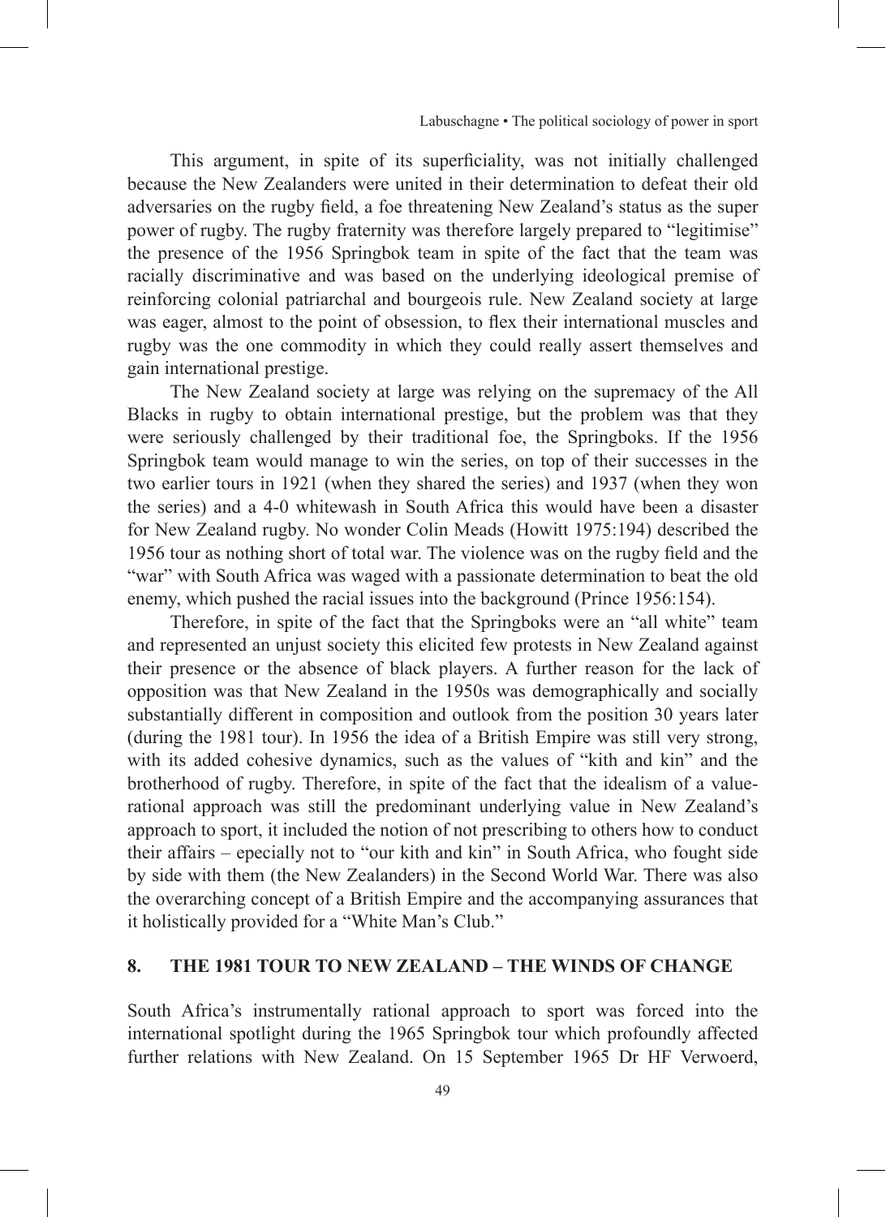This argument, in spite of its superficiality, was not initially challenged because the New Zealanders were united in their determination to defeat their old adversaries on the rugby field, a foe threatening New Zealand's status as the super power of rugby. The rugby fraternity was therefore largely prepared to "legitimise" the presence of the 1956 Springbok team in spite of the fact that the team was racially discriminative and was based on the underlying ideological premise of reinforcing colonial patriarchal and bourgeois rule. New Zealand society at large was eager, almost to the point of obsession, to flex their international muscles and rugby was the one commodity in which they could really assert themselves and gain international prestige.

The New Zealand society at large was relying on the supremacy of the All Blacks in rugby to obtain international prestige, but the problem was that they were seriously challenged by their traditional foe, the Springboks. If the 1956 Springbok team would manage to win the series, on top of their successes in the two earlier tours in 1921 (when they shared the series) and 1937 (when they won the series) and a 4-0 whitewash in South Africa this would have been a disaster for New Zealand rugby. No wonder Colin Meads (Howitt 1975:194) described the 1956 tour as nothing short of total war. The violence was on the rugby field and the "war" with South Africa was waged with a passionate determination to beat the old enemy, which pushed the racial issues into the background (Prince 1956:154).

Therefore, in spite of the fact that the Springboks were an "all white" team and represented an unjust society this elicited few protests in New Zealand against their presence or the absence of black players. A further reason for the lack of opposition was that New Zealand in the 1950s was demographically and socially substantially different in composition and outlook from the position 30 years later (during the 1981 tour). In 1956 the idea of a British Empire was still very strong, with its added cohesive dynamics, such as the values of "kith and kin" and the brotherhood of rugby. Therefore, in spite of the fact that the idealism of a value-rational approach was still the predominant underlying value in New Zealand's approach to sport, it included the notion of not prescribing to others how to conduct their affairs – epecially not to "our kith and kin" in South Africa, who fought side by side with them (the New Zealanders) in the Second World War. There was also the overarching concept of a British Empire and the accompanying assurances that it holistically provided for a "White Man's Club."

## 8. THE 1981 TOUR TO NEW ZEALAND – THE WINDS OF CHANGE

South Africa's instrumentally rational approach to sport was forced into the international spotlight during the 1965 Springbok tour which profoundly affected further relations with New Zealand. On 15 September 1965 Dr HF Verwoerd,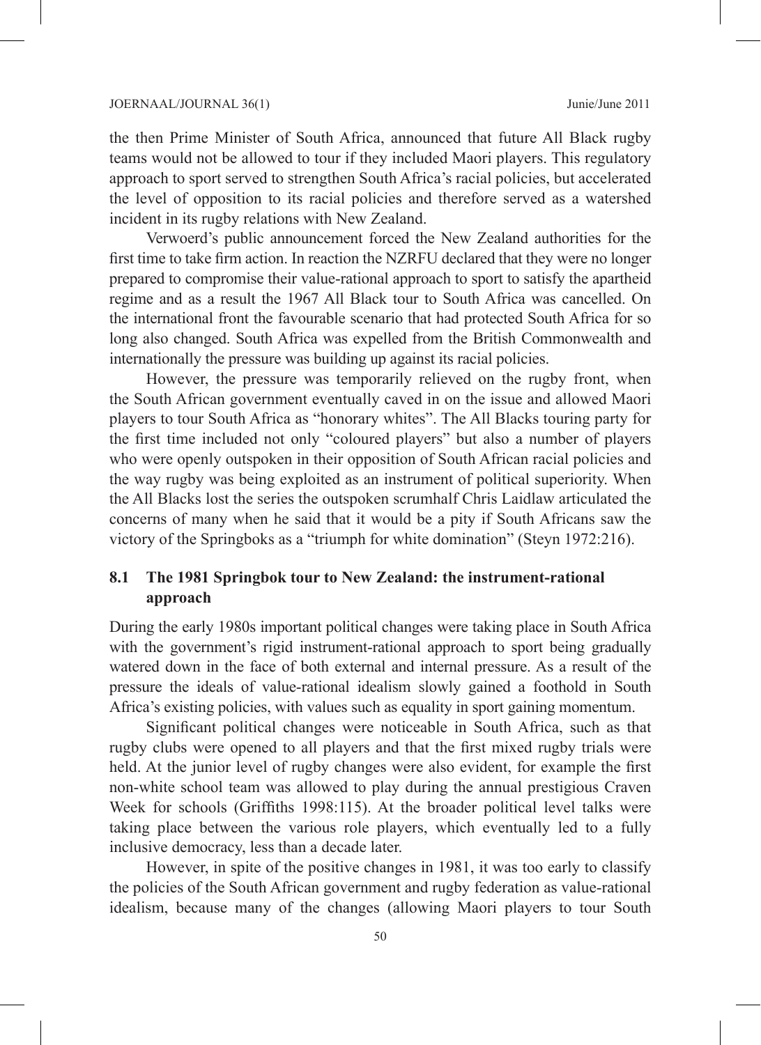the then Prime Minister of South Africa, announced that future All Black rugby teams would not be allowed to tour if they included Maori players. This regulatory approach to sport served to strengthen South Africa's racial policies, but accelerated the level of opposition to its racial policies and therefore served as a watershed incident in its rugby relations with New Zealand.

Verwoerd's public announcement forced the New Zealand authorities for the first time to take firm action. In reaction the NZRFU declared that they were no longer prepared to compromise their value-rational approach to sport to satisfy the apartheid regime and as a result the 1967 All Black tour to South Africa was cancelled. On the international front the favourable scenario that had protected South Africa for so long also changed. South Africa was expelled from the British Commonwealth and internationally the pressure was building up against its racial policies.

However, the pressure was temporarily relieved on the rugby front, when the South African government eventually caved in on the issue and allowed Maori players to tour South Africa as "honorary whites". The All Blacks touring party for the first time included not only "coloured players" but also a number of players who were openly outspoken in their opposition of South African racial policies and the way rugby was being exploited as an instrument of political superiority. When the All Blacks lost the series the outspoken scrumhalf Chris Laidlaw articulated the concerns of many when he said that it would be a pity if South Africans saw the victory of the Springboks as a "triumph for white domination" (Steyn 1972:216).

## 8.1 The 1981 Springbok tour to New Zealand: the instrument-rational approach

During the early 1980s important political changes were taking place in South Africa with the government's rigid instrument-rational approach to sport being gradually watered down in the face of both external and internal pressure. As a result of the pressure the ideals of value-rational idealism slowly gained a foothold in South Africa's existing policies, with values such as equality in sport gaining momentum.

Significant political changes were noticeable in South Africa, such as that rugby clubs were opened to all players and that the first mixed rugby trials were held. At the junior level of rugby changes were also evident, for example the first non-white school team was allowed to play during the annual prestigious Craven Week for schools (Griffiths 1998:115). At the broader political level talks were taking place between the various role players, which eventually led to a fully inclusive democracy, less than a decade later.

However, in spite of the positive changes in 1981, it was too early to classify the policies of the South African government and rugby federation as value-rational idealism, because many of the changes (allowing Maori players to tour South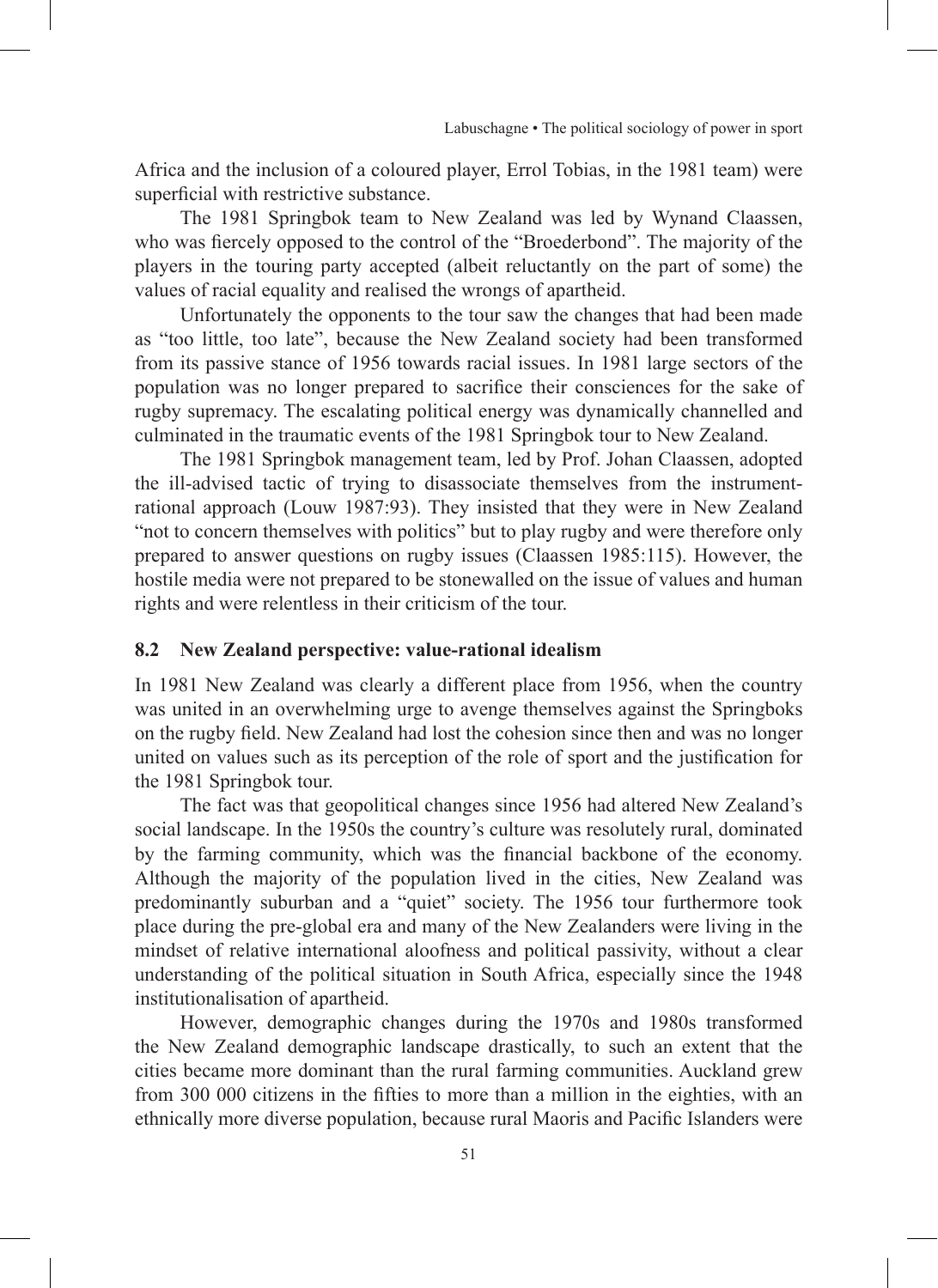Africa and the inclusion of a coloured player, Errol Tobias, in the 1981 team) were superficial with restrictive substance.

The 1981 Springbok team to New Zealand was led by Wynand Claassen, who was fiercely opposed to the control of the "Broederbond". The majority of the players in the touring party accepted (albeit reluctantly on the part of some) the values of racial equality and realised the wrongs of apartheid.

Unfortunately the opponents to the tour saw the changes that had been made as "too little, too late", because the New Zealand society had been transformed from its passive stance of 1956 towards racial issues. In 1981 large sectors of the population was no longer prepared to sacrifice their consciences for the sake of rugby supremacy. The escalating political energy was dynamically channelled and culminated in the traumatic events of the 1981 Springbok tour to New Zealand.

The 1981 Springbok management team, led by Prof. Johan Claassen, adopted the ill-advised tactic of trying to disassociate themselves from the instrument-rational approach (Louw 1987:93). They insisted that they were in New Zealand "not to concern themselves with politics" but to play rugby and were therefore only prepared to answer questions on rugby issues (Claassen 1985:115). However, the hostile media were not prepared to be stonewalled on the issue of values and human rights and were relentless in their criticism of the tour.

### 8.2 New Zealand perspective: value-rational idealism

In 1981 New Zealand was clearly a different place from 1956, when the country was united in an overwhelming urge to avenge themselves against the Springboks on the rugby field. New Zealand had lost the cohesion since then and was no longer united on values such as its perception of the role of sport and the justification for the 1981 Springbok tour.

The fact was that geopolitical changes since 1956 had altered New Zealand's social landscape. In the 1950s the country's culture was resolutely rural, dominated by the farming community, which was the financial backbone of the economy. Although the majority of the population lived in the cities, New Zealand was predominantly suburban and a "quiet" society. The 1956 tour furthermore took place during the pre-global era and many of the New Zealanders were living in the mindset of relative international aloofness and political passivity, without a clear understanding of the political situation in South Africa, especially since the 1948 institutionalisation of apartheid.

However, demographic changes during the 1970s and 1980s transformed the New Zealand demographic landscape drastically, to such an extent that the cities became more dominant than the rural farming communities. Auckland grew from 300 000 citizens in the fifties to more than a million in the eighties, with an ethnically more diverse population, because rural Maoris and Pacific Islanders were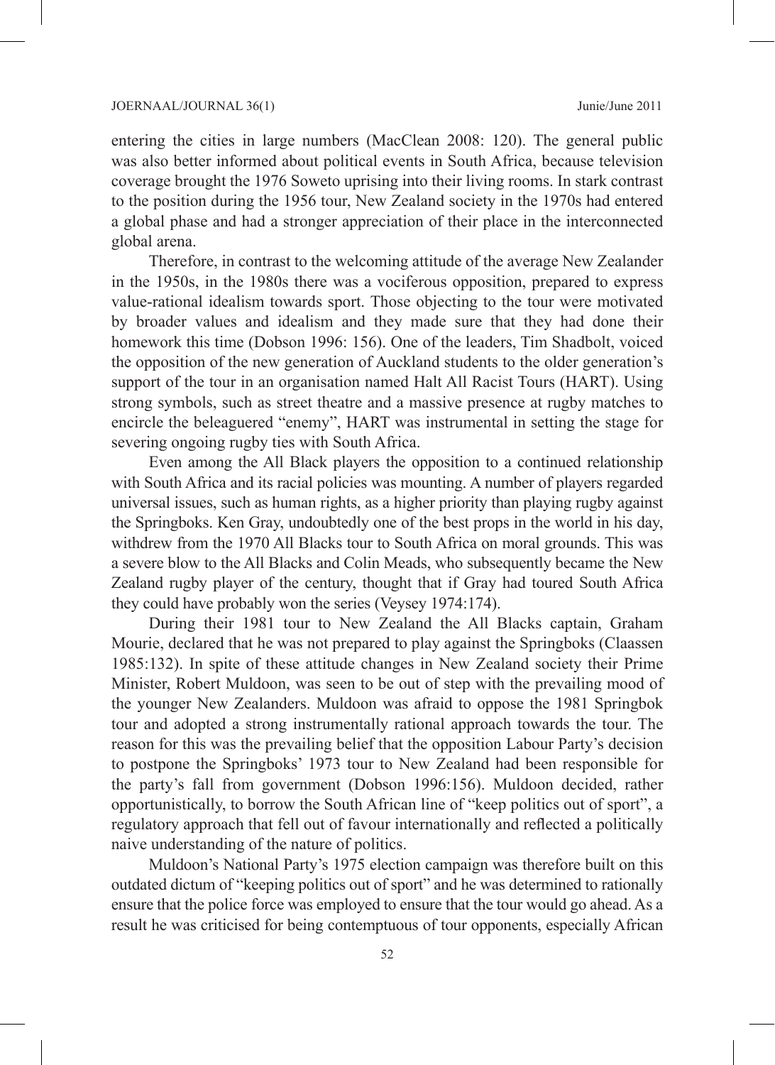entering the cities in large numbers (MacClean 2008: 120). The general public was also better informed about political events in South Africa, because television coverage brought the 1976 Soweto uprising into their living rooms. In stark contrast to the position during the 1956 tour, New Zealand society in the 1970s had entered a global phase and had a stronger appreciation of their place in the interconnected global arena.

Therefore, in contrast to the welcoming attitude of the average New Zealander in the 1950s, in the 1980s there was a vociferous opposition, prepared to express value-rational idealism towards sport. Those objecting to the tour were motivated by broader values and idealism and they made sure that they had done their homework this time (Dobson 1996: 156). One of the leaders, Tim Shadbolt, voiced the opposition of the new generation of Auckland students to the older generation's support of the tour in an organisation named Halt All Racist Tours (HART). Using strong symbols, such as street theatre and a massive presence at rugby matches to encircle the beleaguered "enemy", HART was instrumental in setting the stage for severing ongoing rugby ties with South Africa.

Even among the All Black players the opposition to a continued relationship with South Africa and its racial policies was mounting. A number of players regarded universal issues, such as human rights, as a higher priority than playing rugby against the Springboks. Ken Gray, undoubtedly one of the best props in the world in his day, withdrew from the 1970 All Blacks tour to South Africa on moral grounds. This was a severe blow to the All Blacks and Colin Meads, who subsequently became the New Zealand rugby player of the century, thought that if Gray had toured South Africa they could have probably won the series (Veysey 1974:174).

During their 1981 tour to New Zealand the All Blacks captain, Graham Mourie, declared that he was not prepared to play against the Springboks (Claassen 1985:132). In spite of these attitude changes in New Zealand society their Prime Minister, Robert Muldoon, was seen to be out of step with the prevailing mood of the younger New Zealanders. Muldoon was afraid to oppose the 1981 Springbok tour and adopted a strong instrumentally rational approach towards the tour. The reason for this was the prevailing belief that the opposition Labour Party's decision to postpone the Springboks' 1973 tour to New Zealand had been responsible for the party's fall from government (Dobson 1996:156). Muldoon decided, rather opportunistically, to borrow the South African line of "keep politics out of sport", a regulatory approach that fell out of favour internationally and reflected a politically naive understanding of the nature of politics.

Muldoon's National Party's 1975 election campaign was therefore built on this outdated dictum of "keeping politics out of sport" and he was determined to rationally ensure that the police force was employed to ensure that the tour would go ahead. As a result he was criticised for being contemptuous of tour opponents, especially African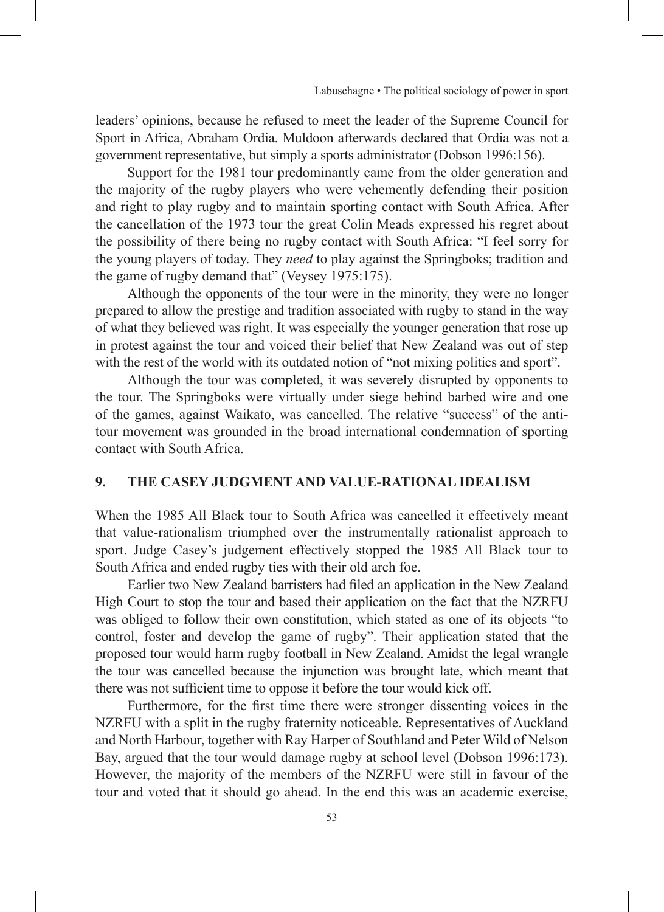leaders' opinions, because he refused to meet the leader of the Supreme Council for Sport in Africa, Abraham Ordia. Muldoon afterwards declared that Ordia was not a government representative, but simply a sports administrator (Dobson 1996:156).

Support for the 1981 tour predominantly came from the older generation and the majority of the rugby players who were vehemently defending their position and right to play rugby and to maintain sporting contact with South Africa. After the cancellation of the 1973 tour the great Colin Meads expressed his regret about the possibility of there being no rugby contact with South Africa: "I feel sorry for the young players of today. They *need* to play against the Springboks; tradition and the game of rugby demand that" (Veysey 1975:175).

Although the opponents of the tour were in the minority, they were no longer prepared to allow the prestige and tradition associated with rugby to stand in the way of what they believed was right. It was especially the younger generation that rose up in protest against the tour and voiced their belief that New Zealand was out of step with the rest of the world with its outdated notion of "not mixing politics and sport".

Although the tour was completed, it was severely disrupted by opponents to the tour. The Springboks were virtually under siege behind barbed wire and one of the games, against Waikato, was cancelled. The relative "success" of the anti-tour movement was grounded in the broad international condemnation of sporting contact with South Africa.

## 9. THE CASEY JUDGMENT AND VALUE-RATIONAL IDEALISM

When the 1985 All Black tour to South Africa was cancelled it effectively meant that value-rationalism triumphed over the instrumentally rationalist approach to sport. Judge Casey's judgement effectively stopped the 1985 All Black tour to South Africa and ended rugby ties with their old arch foe.

Earlier two New Zealand barristers had filed an application in the New Zealand High Court to stop the tour and based their application on the fact that the NZRFU was obliged to follow their own constitution, which stated as one of its objects "to control, foster and develop the game of rugby". Their application stated that the proposed tour would harm rugby football in New Zealand. Amidst the legal wrangle the tour was cancelled because the injunction was brought late, which meant that there was not sufficient time to oppose it before the tour would kick off.

Furthermore, for the first time there were stronger dissenting voices in the NZRFU with a split in the rugby fraternity noticeable. Representatives of Auckland and North Harbour, together with Ray Harper of Southland and Peter Wild of Nelson Bay, argued that the tour would damage rugby at school level (Dobson 1996:173). However, the majority of the members of the NZRFU were still in favour of the tour and voted that it should go ahead. In the end this was an academic exercise,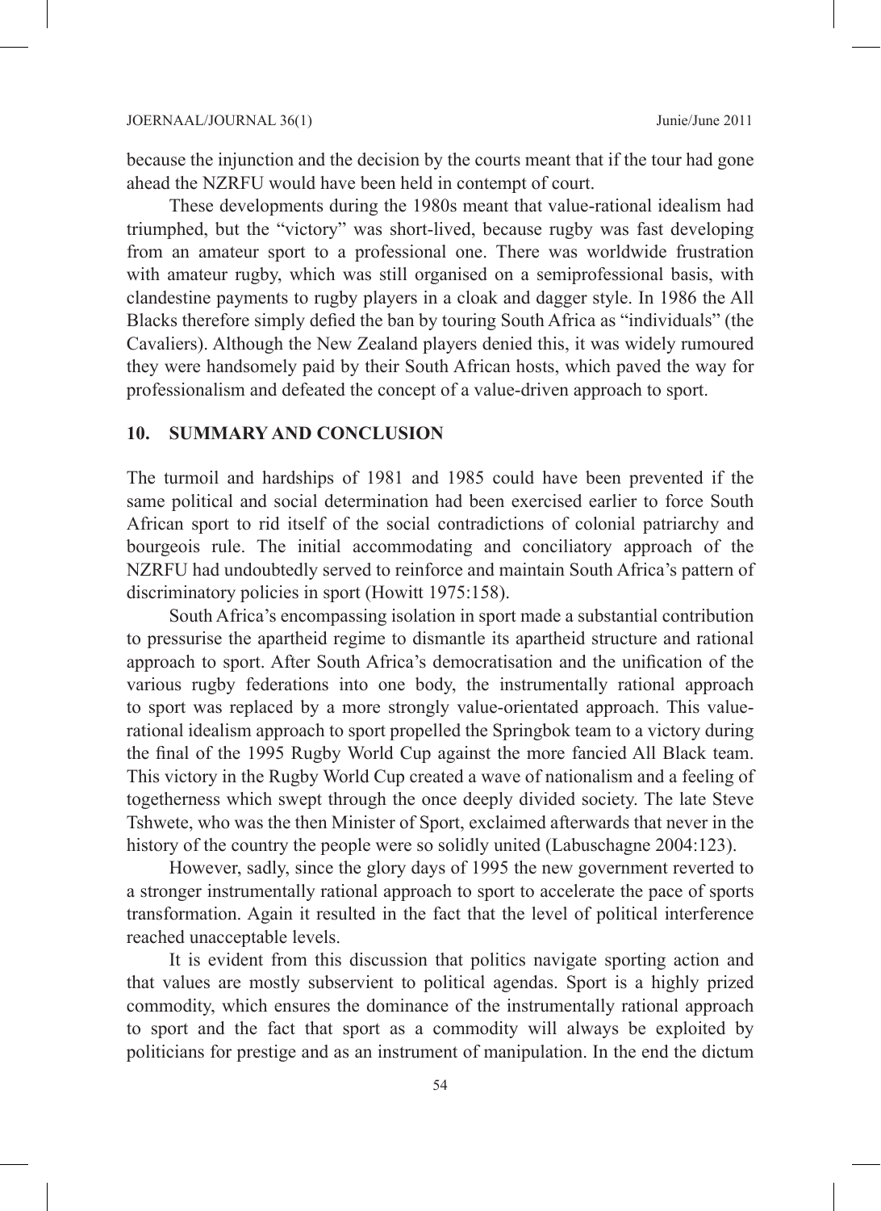because the injunction and the decision by the courts meant that if the tour had gone ahead the NZRFU would have been held in contempt of court.

These developments during the 1980s meant that value-rational idealism had triumphed, but the "victory" was short-lived, because rugby was fast developing from an amateur sport to a professional one. There was worldwide frustration with amateur rugby, which was still organised on a semiprofessional basis, with clandestine payments to rugby players in a cloak and dagger style. In 1986 the All Blacks therefore simply defied the ban by touring South Africa as "individuals" (the Cavaliers). Although the New Zealand players denied this, it was widely rumoured they were handsomely paid by their South African hosts, which paved the way for professionalism and defeated the concept of a value-driven approach to sport.

## 10. SUMMARY AND CONCLUSION

The turmoil and hardships of 1981 and 1985 could have been prevented if the same political and social determination had been exercised earlier to force South African sport to rid itself of the social contradictions of colonial patriarchy and bourgeois rule. The initial accommodating and conciliatory approach of the NZRFU had undoubtedly served to reinforce and maintain South Africa's pattern of discriminatory policies in sport (Howitt 1975:158).

South Africa's encompassing isolation in sport made a substantial contribution to pressurise the apartheid regime to dismantle its apartheid structure and rational approach to sport. After South Africa's democratisation and the unification of the various rugby federations into one body, the instrumentally rational approach to sport was replaced by a more strongly value-orientated approach. This value-rational idealism approach to sport propelled the Springbok team to a victory during the final of the 1995 Rugby World Cup against the more fancied All Black team. This victory in the Rugby World Cup created a wave of nationalism and a feeling of togetherness which swept through the once deeply divided society. The late Steve Tshwete, who was the then Minister of Sport, exclaimed afterwards that never in the history of the country the people were so solidly united (Labuschagne 2004:123).

However, sadly, since the glory days of 1995 the new government reverted to a stronger instrumentally rational approach to sport to accelerate the pace of sports transformation. Again it resulted in the fact that the level of political interference reached unacceptable levels.

It is evident from this discussion that politics navigate sporting action and that values are mostly subservient to political agendas. Sport is a highly prized commodity, which ensures the dominance of the instrumentally rational approach to sport and the fact that sport as a commodity will always be exploited by politicians for prestige and as an instrument of manipulation. In the end the dictum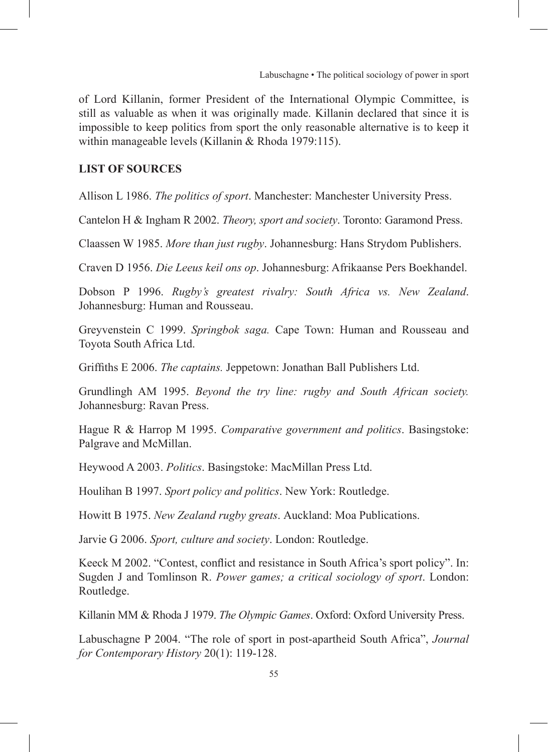of Lord Killanin, former President of the International Olympic Committee, is still as valuable as when it was originally made. Killanin declared that since it is impossible to keep politics from sport the only reasonable alternative is to keep it within manageable levels (Killanin & Rhoda 1979:115).

## LIST OF SOURCES

Allison L 1986. *The politics of sport*. Manchester: Manchester University Press.

Cantelon H & Ingham R 2002. *Theory, sport and society*. Toronto: Garamond Press.

Claassen W 1985. *More than just rugby*. Johannesburg: Hans Strydom Publishers.

Craven D 1956. *Die Leeus keil ons op*. Johannesburg: Afrikaanse Pers Boekhandel.

Dobson P 1996. *Rugby's greatest rivalry: South Africa vs. New Zealand*. Johannesburg: Human and Rousseau.

Greyvenstein C 1999. *Springbok saga.* Cape Town: Human and Rousseau and Toyota South Africa Ltd.

Griffiths E 2006. *The captains.* Jeppetown: Jonathan Ball Publishers Ltd.

Grundlingh AM 1995. *Beyond the try line: rugby and South African society.* Johannesburg: Ravan Press.

Hague R & Harrop M 1995. *Comparative government and politics*. Basingstoke: Palgrave and McMillan.

Heywood A 2003. *Politics*. Basingstoke: MacMillan Press Ltd.

Houlihan B 1997. *Sport policy and politics*. New York: Routledge.

Howitt B 1975. *New Zealand rugby greats*. Auckland: Moa Publications.

Jarvie G 2006. *Sport, culture and society*. London: Routledge.

Keeck M 2002. "Contest, conflict and resistance in South Africa's sport policy". In: Sugden J and Tomlinson R. *Power games; a critical sociology of sport*. London: Routledge.

Killanin MM & Rhoda J 1979. *The Olympic Games*. Oxford: Oxford University Press.

Labuschagne P 2004. "The role of sport in post-apartheid South Africa", *Journal for Contemporary History* 20(1): 119-128.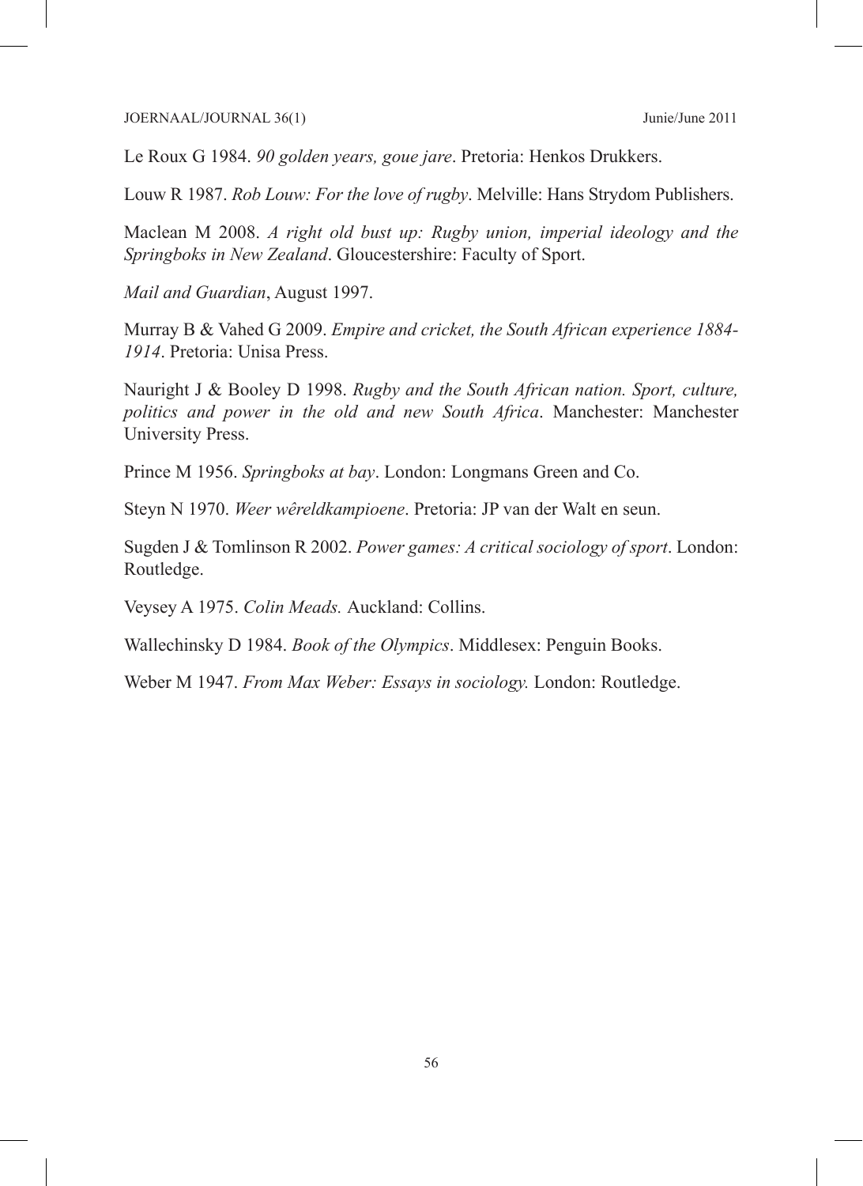Le Roux G 1984. *90 golden years, goue jare*. Pretoria: Henkos Drukkers.

Louw R 1987. *Rob Louw: For the love of rugby*. Melville: Hans Strydom Publishers.

Maclean M 2008. *A right old bust up: Rugby union, imperial ideology and the Springboks in New Zealand*. Gloucestershire: Faculty of Sport.

*Mail and Guardian*, August 1997.

Murray B & Vahed G 2009. *Empire and cricket, the South African experience 1884-1914*. Pretoria: Unisa Press.

Nauright J & Booley D 1998. *Rugby and the South African nation. Sport, culture, politics and power in the old and new South Africa*. Manchester: Manchester University Press.

Prince M 1956. *Springboks at bay*. London: Longmans Green and Co.

Steyn N 1970. *Weer wêreldkampioene*. Pretoria: JP van der Walt en seun.

Sugden J & Tomlinson R 2002. *Power games: A critical sociology of sport*. London: Routledge.

Veysey A 1975. *Colin Meads.* Auckland: Collins.

Wallechinsky D 1984. *Book of the Olympics*. Middlesex: Penguin Books.

Weber M 1947. *From Max Weber: Essays in sociology.* London: Routledge.